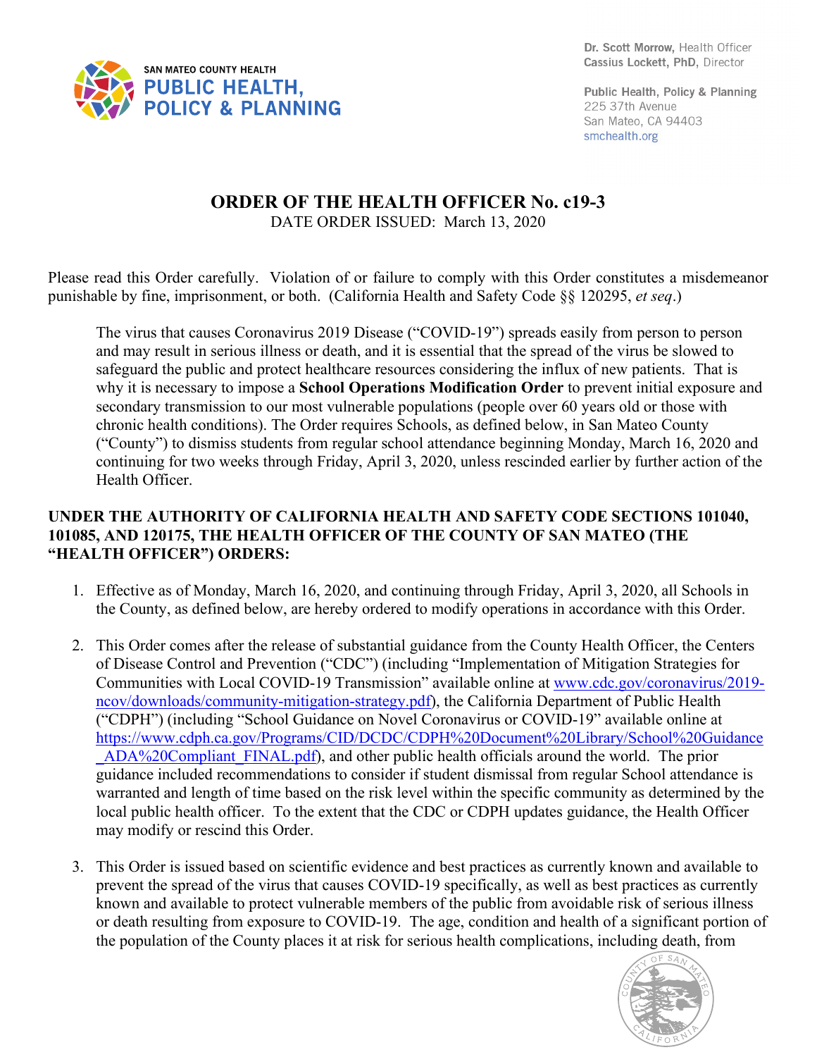SAN MATEO COUNTY HEALTH
**PUBLIC HEALTH, POLICY & PLANNING**

**Dr. Scott Morrow,** Health Officer
**Cassius Lockett, PhD,** Director

**Public Health, Policy & Planning**
225 37th Avenue
San Mateo, CA 94403
smchealth.org

# ORDER OF THE HEALTH OFFICER No. c19-3

DATE ORDER ISSUED: March 13, 2020

Please read this Order carefully. Violation of or failure to comply with this Order constitutes a misdemeanor punishable by fine, imprisonment, or both. (California Health and Safety Code §§ 120295, *et seq*.)

The virus that causes Coronavirus 2019 Disease ("COVID-19") spreads easily from person to person and may result in serious illness or death, and it is essential that the spread of the virus be slowed to safeguard the public and protect healthcare resources considering the influx of new patients. That is why it is necessary to impose a **School Operations Modification Order** to prevent initial exposure and secondary transmission to our most vulnerable populations (people over 60 years old or those with chronic health conditions). The Order requires Schools, as defined below, in San Mateo County ("County") to dismiss students from regular school attendance beginning Monday, March 16, 2020 and continuing for two weeks through Friday, April 3, 2020, unless rescinded earlier by further action of the Health Officer.

**UNDER THE AUTHORITY OF CALIFORNIA HEALTH AND SAFETY CODE SECTIONS 101040, 101085, AND 120175, THE HEALTH OFFICER OF THE COUNTY OF SAN MATEO (THE "HEALTH OFFICER") ORDERS:**

1. Effective as of Monday, March 16, 2020, and continuing through Friday, April 3, 2020, all Schools in the County, as defined below, are hereby ordered to modify operations in accordance with this Order.

2. This Order comes after the release of substantial guidance from the County Health Officer, the Centers of Disease Control and Prevention ("CDC") (including "Implementation of Mitigation Strategies for Communities with Local COVID-19 Transmission" available online at www.cdc.gov/coronavirus/2019-ncov/downloads/community-mitigation-strategy.pdf), the California Department of Public Health ("CDPH") (including "School Guidance on Novel Coronavirus or COVID-19" available online at https://www.cdph.ca.gov/Programs/CID/DCDC/CDPH%20Document%20Library/School%20Guidance_ADA%20Compliant_FINAL.pdf), and other public health officials around the world. The prior guidance included recommendations to consider if student dismissal from regular School attendance is warranted and length of time based on the risk level within the specific community as determined by the local public health officer. To the extent that the CDC or CDPH updates guidance, the Health Officer may modify or rescind this Order.

3. This Order is issued based on scientific evidence and best practices as currently known and available to prevent the spread of the virus that causes COVID-19 specifically, as well as best practices as currently known and available to protect vulnerable members of the public from avoidable risk of serious illness or death resulting from exposure to COVID-19. The age, condition and health of a significant portion of the population of the County places it at risk for serious health complications, including death, from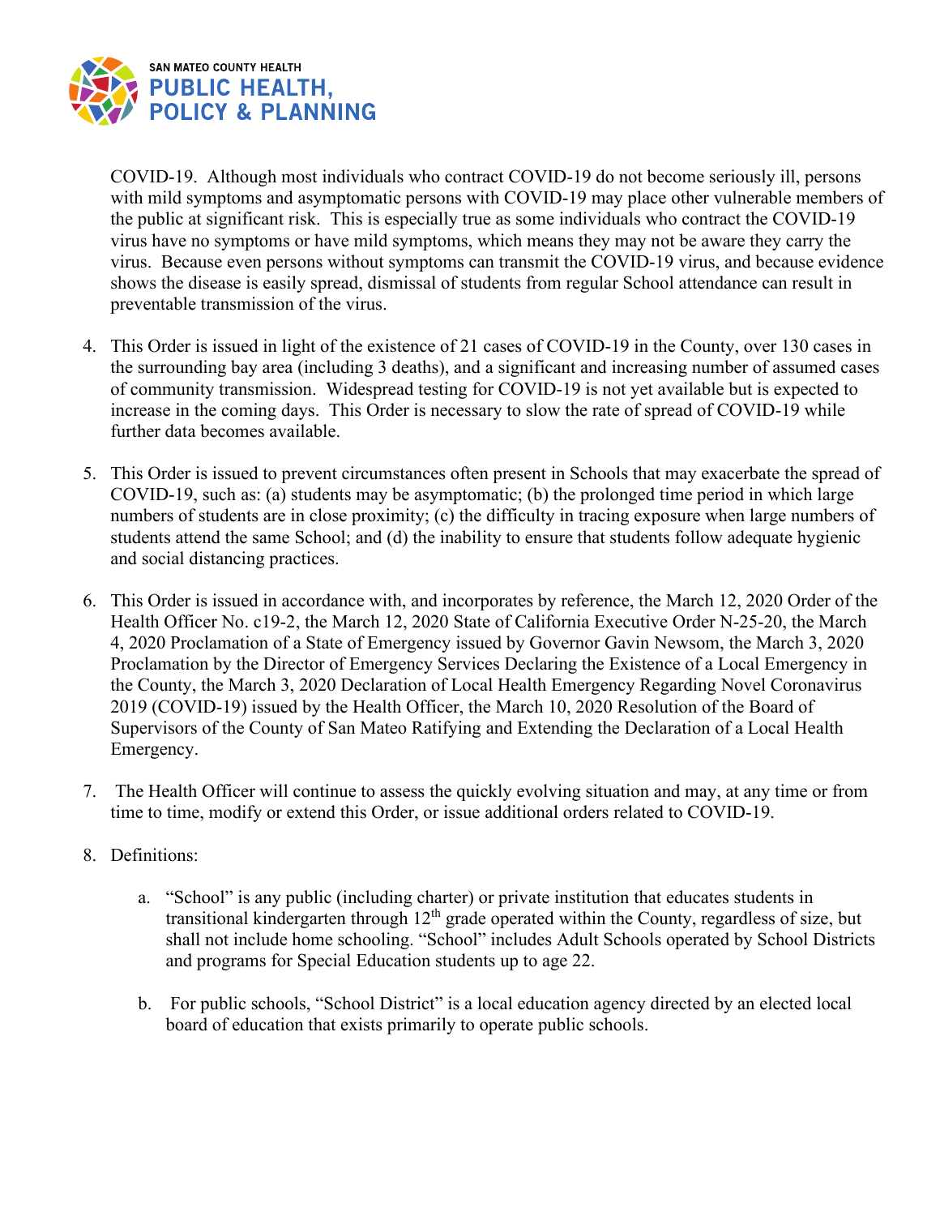COVID-19. Although most individuals who contract COVID-19 do not become seriously ill, persons with mild symptoms and asymptomatic persons with COVID-19 may place other vulnerable members of the public at significant risk. This is especially true as some individuals who contract the COVID-19 virus have no symptoms or have mild symptoms, which means they may not be aware they carry the virus. Because even persons without symptoms can transmit the COVID-19 virus, and because evidence shows the disease is easily spread, dismissal of students from regular School attendance can result in preventable transmission of the virus.

4. This Order is issued in light of the existence of 21 cases of COVID-19 in the County, over 130 cases in the surrounding bay area (including 3 deaths), and a significant and increasing number of assumed cases of community transmission. Widespread testing for COVID-19 is not yet available but is expected to increase in the coming days. This Order is necessary to slow the rate of spread of COVID-19 while further data becomes available.

5. This Order is issued to prevent circumstances often present in Schools that may exacerbate the spread of COVID-19, such as: (a) students may be asymptomatic; (b) the prolonged time period in which large numbers of students are in close proximity; (c) the difficulty in tracing exposure when large numbers of students attend the same School; and (d) the inability to ensure that students follow adequate hygienic and social distancing practices.

6. This Order is issued in accordance with, and incorporates by reference, the March 12, 2020 Order of the Health Officer No. c19-2, the March 12, 2020 State of California Executive Order N-25-20, the March 4, 2020 Proclamation of a State of Emergency issued by Governor Gavin Newsom, the March 3, 2020 Proclamation by the Director of Emergency Services Declaring the Existence of a Local Emergency in the County, the March 3, 2020 Declaration of Local Health Emergency Regarding Novel Coronavirus 2019 (COVID-19) issued by the Health Officer, the March 10, 2020 Resolution of the Board of Supervisors of the County of San Mateo Ratifying and Extending the Declaration of a Local Health Emergency.

7. The Health Officer will continue to assess the quickly evolving situation and may, at any time or from time to time, modify or extend this Order, or issue additional orders related to COVID-19.

8. Definitions:

    a. "School" is any public (including charter) or private institution that educates students in transitional kindergarten through 12th grade operated within the County, regardless of size, but shall not include home schooling. "School" includes Adult Schools operated by School Districts and programs for Special Education students up to age 22.

    b. For public schools, "School District" is a local education agency directed by an elected local board of education that exists primarily to operate public schools.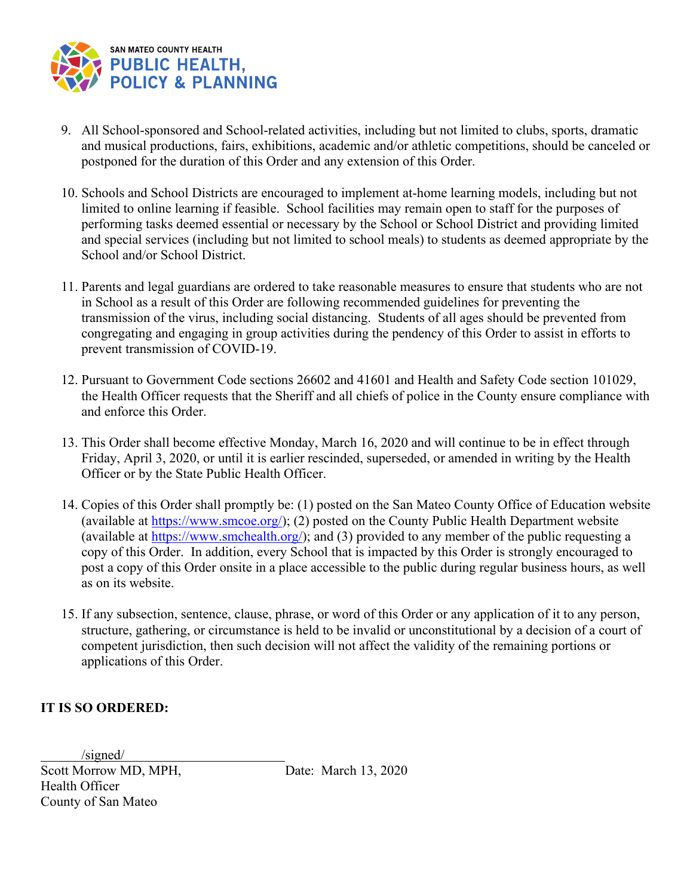9. All School-sponsored and School-related activities, including but not limited to clubs, sports, dramatic and musical productions, fairs, exhibitions, academic and/or athletic competitions, should be canceled or postponed for the duration of this Order and any extension of this Order.

10. Schools and School Districts are encouraged to implement at-home learning models, including but not limited to online learning if feasible. School facilities may remain open to staff for the purposes of performing tasks deemed essential or necessary by the School or School District and providing limited and special services (including but not limited to school meals) to students as deemed appropriate by the School and/or School District.

11. Parents and legal guardians are ordered to take reasonable measures to ensure that students who are not in School as a result of this Order are following recommended guidelines for preventing the transmission of the virus, including social distancing. Students of all ages should be prevented from congregating and engaging in group activities during the pendency of this Order to assist in efforts to prevent transmission of COVID-19.

12. Pursuant to Government Code sections 26602 and 41601 and Health and Safety Code section 101029, the Health Officer requests that the Sheriff and all chiefs of police in the County ensure compliance with and enforce this Order.

13. This Order shall become effective Monday, March 16, 2020 and will continue to be in effect through Friday, April 3, 2020, or until it is earlier rescinded, superseded, or amended in writing by the Health Officer or by the State Public Health Officer.

14. Copies of this Order shall promptly be: (1) posted on the San Mateo County Office of Education website (available at https://www.smcoe.org/); (2) posted on the County Public Health Department website (available at https://www.smchealth.org/); and (3) provided to any member of the public requesting a copy of this Order. In addition, every School that is impacted by this Order is strongly encouraged to post a copy of this Order onsite in a place accessible to the public during regular business hours, as well as on its website.

15. If any subsection, sentence, clause, phrase, or word of this Order or any application of it to any person, structure, gathering, or circumstance is held to be invalid or unconstitutional by a decision of a court of competent jurisdiction, then such decision will not affect the validity of the remaining portions or applications of this Order.

**IT IS SO ORDERED:**

/signed/

Scott Morrow MD, MPH,
Health Officer
County of San Mateo

Date: March 13, 2020